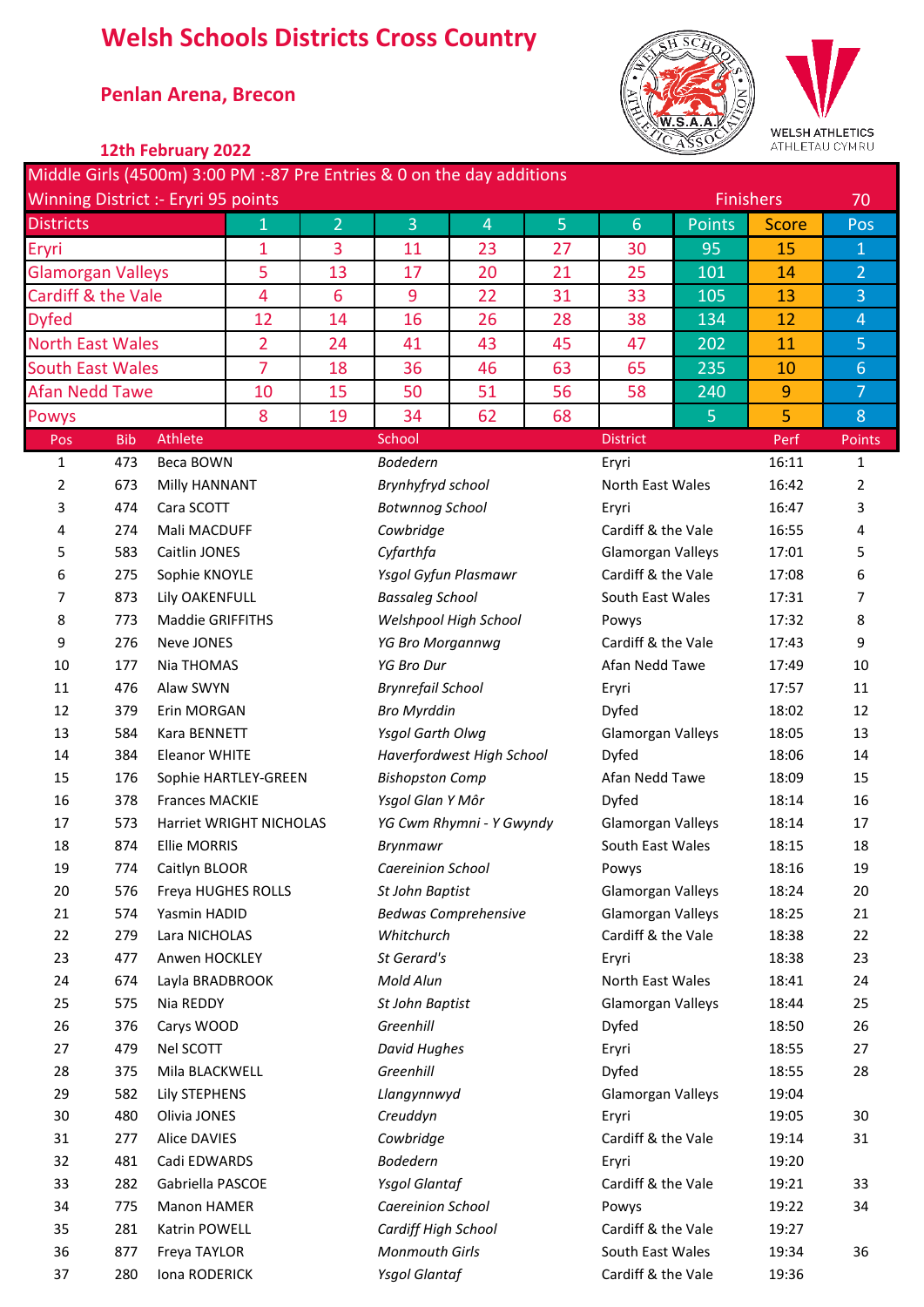# Welsh Schools Districts Cross Country

## Penlan Arena, Brecon

### 12th February 2022

| Middle Girls (4500m) 3:00 PM :-87 Pre Entries & 0 on the day additions | | | | | | | | | |
|---|---|---|---|---|---|---|---|---|---|
| Winning District :- Eryri 95 points | | | | | | | Finishers | | 70 |
| Districts | 1 | 2 | 3 | 4 | 5 | 6 | Points | Score | Pos |
| Eryri | 1 | 3 | 11 | 23 | 27 | 30 | 95 | 15 | 1 |
| Glamorgan Valleys | 5 | 13 | 17 | 20 | 21 | 25 | 101 | 14 | 2 |
| Cardiff & the Vale | 4 | 6 | 9 | 22 | 31 | 33 | 105 | 13 | 3 |
| Dyfed | 12 | 14 | 16 | 26 | 28 | 38 | 134 | 12 | 4 |
| North East Wales | 2 | 24 | 41 | 43 | 45 | 47 | 202 | 11 | 5 |
| South East Wales | 7 | 18 | 36 | 46 | 63 | 65 | 235 | 10 | 6 |
| Afan Nedd Tawe | 10 | 15 | 50 | 51 | 56 | 58 | 240 | 9 | 7 |
| Powys | 8 | 19 | 34 | 62 | 68 | | 5 | 5 | 8 |

| Pos | Bib | Athlete | School | District | Perf | Points |
|---|---|---|---|---|---|---|
| 1 | 473 | Beca BOWN | *Bodedern* | Eryri | 16:11 | 1 |
| 2 | 673 | Milly HANNANT | *Brynhyfryd school* | North East Wales | 16:42 | 2 |
| 3 | 474 | Cara SCOTT | *Botwnnog School* | Eryri | 16:47 | 3 |
| 4 | 274 | Mali MACDUFF | *Cowbridge* | Cardiff & the Vale | 16:55 | 4 |
| 5 | 583 | Caitlin JONES | *Cyfarthfa* | Glamorgan Valleys | 17:01 | 5 |
| 6 | 275 | Sophie KNOYLE | *Ysgol Gyfun Plasmawr* | Cardiff & the Vale | 17:08 | 6 |
| 7 | 873 | Lily OAKENFULL | *Bassaleg School* | South East Wales | 17:31 | 7 |
| 8 | 773 | Maddie GRIFFITHS | *Welshpool High School* | Powys | 17:32 | 8 |
| 9 | 276 | Neve JONES | *YG Bro Morgannwg* | Cardiff & the Vale | 17:43 | 9 |
| 10 | 177 | Nia THOMAS | *YG Bro Dur* | Afan Nedd Tawe | 17:49 | 10 |
| 11 | 476 | Alaw SWYN | *Brynrefail School* | Eryri | 17:57 | 11 |
| 12 | 379 | Erin MORGAN | *Bro Myrddin* | Dyfed | 18:02 | 12 |
| 13 | 584 | Kara BENNETT | *Ysgol Garth Olwg* | Glamorgan Valleys | 18:05 | 13 |
| 14 | 384 | Eleanor WHITE | *Haverfordwest High School* | Dyfed | 18:06 | 14 |
| 15 | 176 | Sophie HARTLEY-GREEN | *Bishopston Comp* | Afan Nedd Tawe | 18:09 | 15 |
| 16 | 378 | Frances MACKIE | *Ysgol Glan Y Môr* | Dyfed | 18:14 | 16 |
| 17 | 573 | Harriet WRIGHT NICHOLAS | *YG Cwm Rhymni - Y Gwyndy* | Glamorgan Valleys | 18:14 | 17 |
| 18 | 874 | Ellie MORRIS | *Brynmawr* | South East Wales | 18:15 | 18 |
| 19 | 774 | Caitlyn BLOOR | *Caereinion School* | Powys | 18:16 | 19 |
| 20 | 576 | Freya HUGHES ROLLS | *St John Baptist* | Glamorgan Valleys | 18:24 | 20 |
| 21 | 574 | Yasmin HADID | *Bedwas Comprehensive* | Glamorgan Valleys | 18:25 | 21 |
| 22 | 279 | Lara NICHOLAS | *Whitchurch* | Cardiff & the Vale | 18:38 | 22 |
| 23 | 477 | Anwen HOCKLEY | *St Gerard's* | Eryri | 18:38 | 23 |
| 24 | 674 | Layla BRADBROOK | *Mold Alun* | North East Wales | 18:41 | 24 |
| 25 | 575 | Nia REDDY | *St John Baptist* | Glamorgan Valleys | 18:44 | 25 |
| 26 | 376 | Carys WOOD | *Greenhill* | Dyfed | 18:50 | 26 |
| 27 | 479 | Nel SCOTT | *David Hughes* | Eryri | 18:55 | 27 |
| 28 | 375 | Mila BLACKWELL | *Greenhill* | Dyfed | 18:55 | 28 |
| 29 | 582 | Lily STEPHENS | *Llangynnwyd* | Glamorgan Valleys | 19:04 | |
| 30 | 480 | Olivia JONES | *Creuddyn* | Eryri | 19:05 | 30 |
| 31 | 277 | Alice DAVIES | *Cowbridge* | Cardiff & the Vale | 19:14 | 31 |
| 32 | 481 | Cadi EDWARDS | *Bodedern* | Eryri | 19:20 | |
| 33 | 282 | Gabriella PASCOE | *Ysgol Glantaf* | Cardiff & the Vale | 19:21 | 33 |
| 34 | 775 | Manon HAMER | *Caereinion School* | Powys | 19:22 | 34 |
| 35 | 281 | Katrin POWELL | *Cardiff High School* | Cardiff & the Vale | 19:27 | |
| 36 | 877 | Freya TAYLOR | *Monmouth Girls* | South East Wales | 19:34 | 36 |
| 37 | 280 | Iona RODERICK | *Ysgol Glantaf* | Cardiff & the Vale | 19:36 | |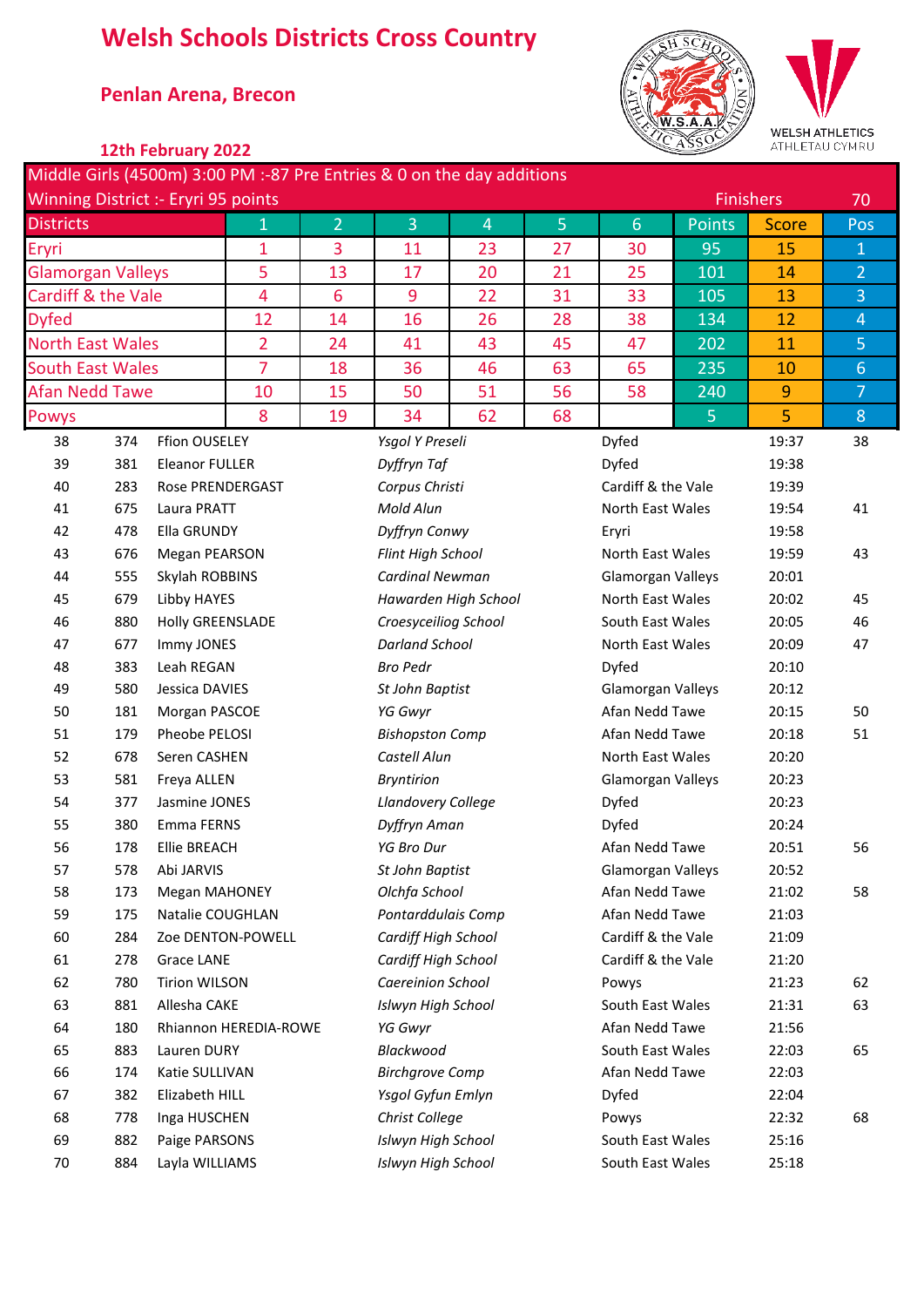# Welsh Schools Districts Cross Country

## Penlan Arena, Brecon

### 12th February 2022

Middle Girls (4500m) 3:00 PM :-87 Pre Entries & 0 on the day additions

Winning District :- Eryri 95 points | Finishers 70

| Districts | 1 | 2 | 3 | 4 | 5 | 6 | Points | Score | Pos |
|---|---|---|---|---|---|---|---|---|---|
| Eryri | 1 | 3 | 11 | 23 | 27 | 30 | 95 | 15 | 1 |
| Glamorgan Valleys | 5 | 13 | 17 | 20 | 21 | 25 | 101 | 14 | 2 |
| Cardiff & the Vale | 4 | 6 | 9 | 22 | 31 | 33 | 105 | 13 | 3 |
| Dyfed | 12 | 14 | 16 | 26 | 28 | 38 | 134 | 12 | 4 |
| North East Wales | 2 | 24 | 41 | 43 | 45 | 47 | 202 | 11 | 5 |
| South East Wales | 7 | 18 | 36 | 46 | 63 | 65 | 235 | 10 | 6 |
| Afan Nedd Tawe | 10 | 15 | 50 | 51 | 56 | 58 | 240 | 9 | 7 |
| Powys | 8 | 19 | 34 | 62 | 68 | | 5 | 5 | 8 |

| | | | | | | |
|---|---|---|---|---|---|---|
| 38 | 374 | Ffion OUSELEY | *Ysgol Y Preseli* | Dyfed | 19:37 | 38 |
| 39 | 381 | Eleanor FULLER | *Dyffryn Taf* | Dyfed | 19:38 | |
| 40 | 283 | Rose PRENDERGAST | *Corpus Christi* | Cardiff & the Vale | 19:39 | |
| 41 | 675 | Laura PRATT | *Mold Alun* | North East Wales | 19:54 | 41 |
| 42 | 478 | Ella GRUNDY | *Dyffryn Conwy* | Eryri | 19:58 | |
| 43 | 676 | Megan PEARSON | *Flint High School* | North East Wales | 19:59 | 43 |
| 44 | 555 | Skylah ROBBINS | *Cardinal Newman* | Glamorgan Valleys | 20:01 | |
| 45 | 679 | Libby HAYES | *Hawarden High School* | North East Wales | 20:02 | 45 |
| 46 | 880 | Holly GREENSLADE | *Croesyceiliog School* | South East Wales | 20:05 | 46 |
| 47 | 677 | Immy JONES | *Darland School* | North East Wales | 20:09 | 47 |
| 48 | 383 | Leah REGAN | *Bro Pedr* | Dyfed | 20:10 | |
| 49 | 580 | Jessica DAVIES | *St John Baptist* | Glamorgan Valleys | 20:12 | |
| 50 | 181 | Morgan PASCOE | *YG Gwyr* | Afan Nedd Tawe | 20:15 | 50 |
| 51 | 179 | Pheobe PELOSI | *Bishopston Comp* | Afan Nedd Tawe | 20:18 | 51 |
| 52 | 678 | Seren CASHEN | *Castell Alun* | North East Wales | 20:20 | |
| 53 | 581 | Freya ALLEN | *Bryntirion* | Glamorgan Valleys | 20:23 | |
| 54 | 377 | Jasmine JONES | *Llandovery College* | Dyfed | 20:23 | |
| 55 | 380 | Emma FERNS | *Dyffryn Aman* | Dyfed | 20:24 | |
| 56 | 178 | Ellie BREACH | *YG Bro Dur* | Afan Nedd Tawe | 20:51 | 56 |
| 57 | 578 | Abi JARVIS | *St John Baptist* | Glamorgan Valleys | 20:52 | |
| 58 | 173 | Megan MAHONEY | *Olchfa School* | Afan Nedd Tawe | 21:02 | 58 |
| 59 | 175 | Natalie COUGHLAN | *Pontarddulais Comp* | Afan Nedd Tawe | 21:03 | |
| 60 | 284 | Zoe DENTON-POWELL | *Cardiff High School* | Cardiff & the Vale | 21:09 | |
| 61 | 278 | Grace LANE | *Cardiff High School* | Cardiff & the Vale | 21:20 | |
| 62 | 780 | Tirion WILSON | *Caereinion School* | Powys | 21:23 | 62 |
| 63 | 881 | Allesha CAKE | *Islwyn High School* | South East Wales | 21:31 | 63 |
| 64 | 180 | Rhiannon HEREDIA-ROWE | *YG Gwyr* | Afan Nedd Tawe | 21:56 | |
| 65 | 883 | Lauren DURY | *Blackwood* | South East Wales | 22:03 | 65 |
| 66 | 174 | Katie SULLIVAN | *Birchgrove Comp* | Afan Nedd Tawe | 22:03 | |
| 67 | 382 | Elizabeth HILL | *Ysgol Gyfun Emlyn* | Dyfed | 22:04 | |
| 68 | 778 | Inga HUSCHEN | *Christ College* | Powys | 22:32 | 68 |
| 69 | 882 | Paige PARSONS | *Islwyn High School* | South East Wales | 25:16 | |
| 70 | 884 | Layla WILLIAMS | *Islwyn High School* | South East Wales | 25:18 | |